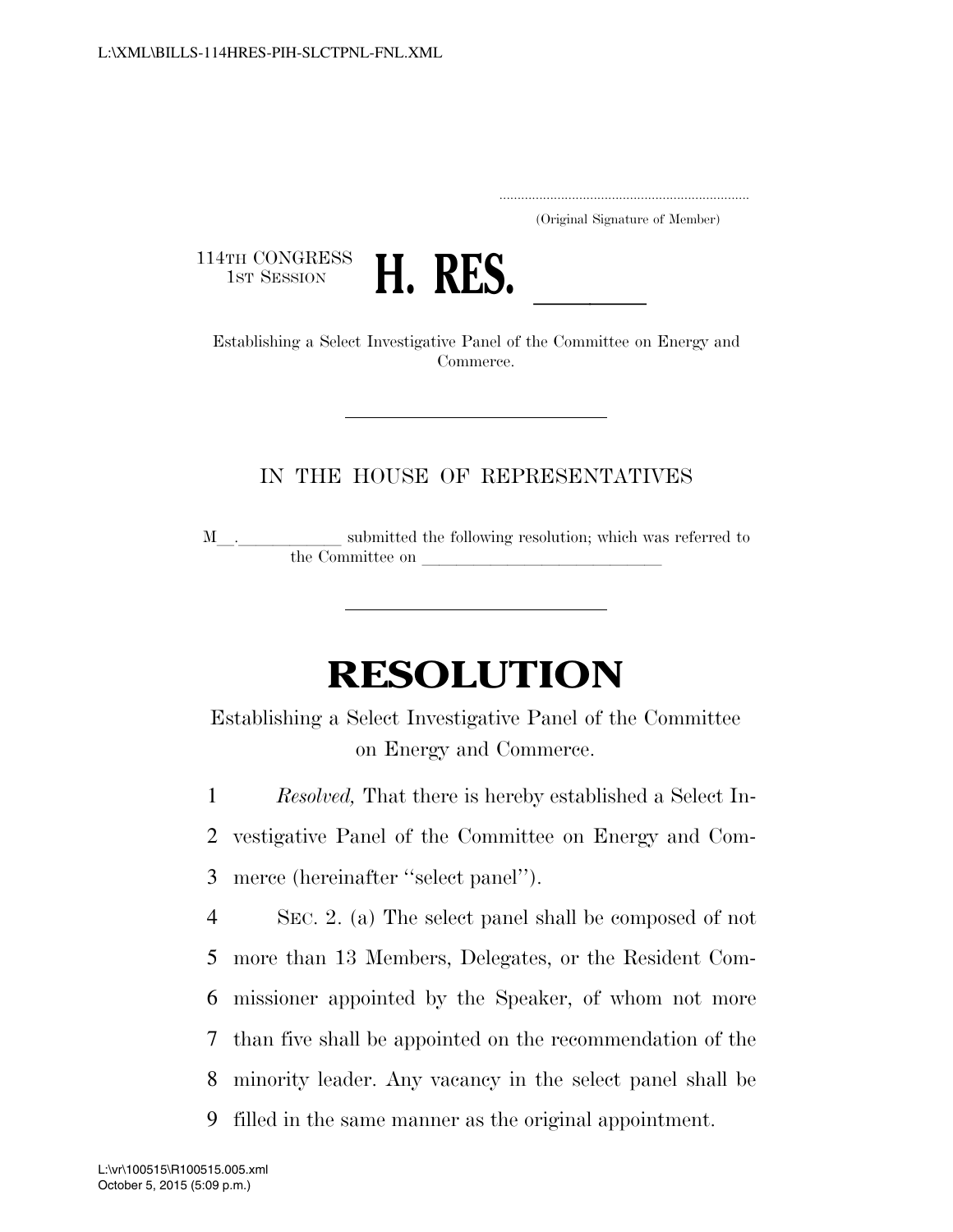.....................................................................
(Original Signature of Member)

114TH CONGRESS
1ST SESSION

# H. RES. \_\_\_\_\_\_

Establishing a Select Investigative Panel of the Committee on Energy and Commerce.

---

IN THE HOUSE OF REPRESENTATIVES

M\_\_. \_\_\_\_\_\_\_\_\_\_\_\_ submitted the following resolution; which was referred to the Committee on \_\_\_\_\_\_\_\_\_\_\_\_\_\_\_\_\_\_\_\_\_\_\_\_\_\_\_\_

---

# RESOLUTION

Establishing a Select Investigative Panel of the Committee on Energy and Commerce.

1 *Resolved,* That there is hereby established a Select In-
2 vestigative Panel of the Committee on Energy and Com-
3 merce (hereinafter "select panel").

4 SEC. 2. (a) The select panel shall be composed of not
5 more than 13 Members, Delegates, or the Resident Com-
6 missioner appointed by the Speaker, of whom not more
7 than five shall be appointed on the recommendation of the
8 minority leader. Any vacancy in the select panel shall be
9 filled in the same manner as the original appointment.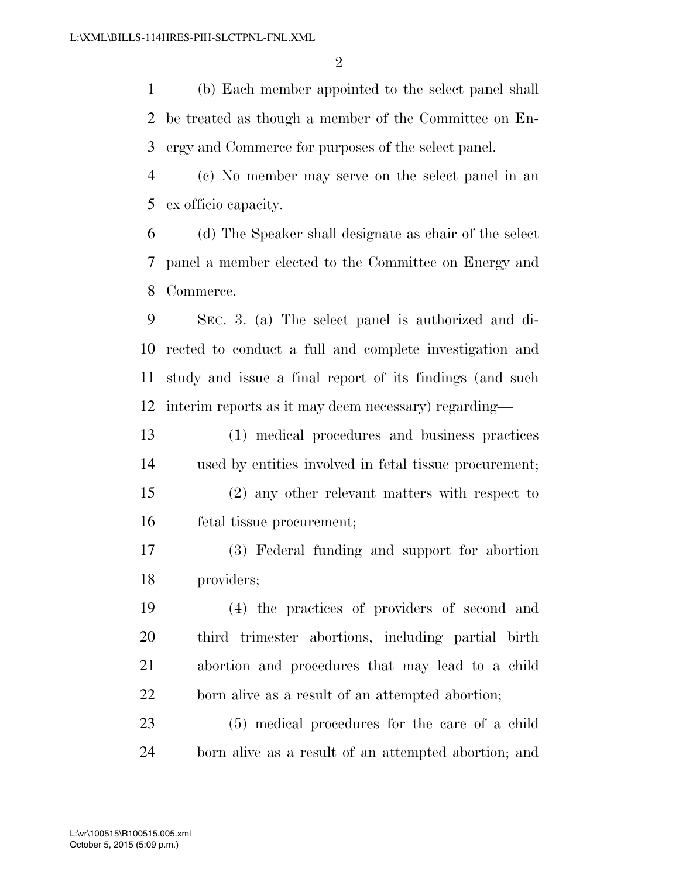(b) Each member appointed to the select panel shall be treated as though a member of the Committee on Energy and Commerce for purposes of the select panel.

(c) No member may serve on the select panel in an ex officio capacity.

(d) The Speaker shall designate as chair of the select panel a member elected to the Committee on Energy and Commerce.

SEC. 3. (a) The select panel is authorized and directed to conduct a full and complete investigation and study and issue a final report of its findings (and such interim reports as it may deem necessary) regarding—

(1) medical procedures and business practices used by entities involved in fetal tissue procurement;

(2) any other relevant matters with respect to fetal tissue procurement;

(3) Federal funding and support for abortion providers;

(4) the practices of providers of second and third trimester abortions, including partial birth abortion and procedures that may lead to a child born alive as a result of an attempted abortion;

(5) medical procedures for the care of a child born alive as a result of an attempted abortion; and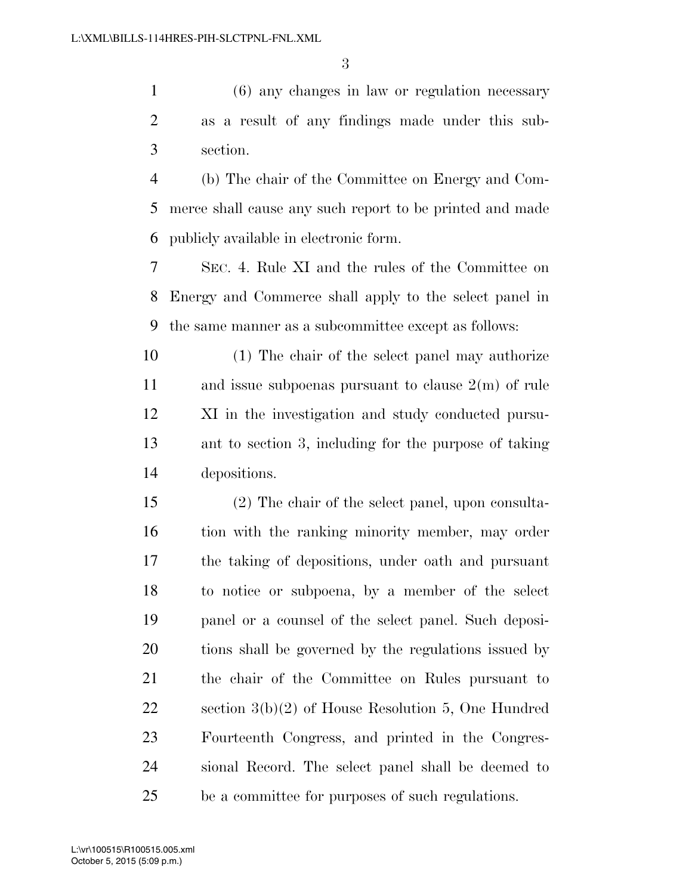(6) any changes in law or regulation necessary as a result of any findings made under this subsection.

(b) The chair of the Committee on Energy and Commerce shall cause any such report to be printed and made publicly available in electronic form.

SEC. 4. Rule XI and the rules of the Committee on Energy and Commerce shall apply to the select panel in the same manner as a subcommittee except as follows:

(1) The chair of the select panel may authorize and issue subpoenas pursuant to clause 2(m) of rule XI in the investigation and study conducted pursuant to section 3, including for the purpose of taking depositions.

(2) The chair of the select panel, upon consultation with the ranking minority member, may order the taking of depositions, under oath and pursuant to notice or subpoena, by a member of the select panel or a counsel of the select panel. Such depositions shall be governed by the regulations issued by the chair of the Committee on Rules pursuant to section 3(b)(2) of House Resolution 5, One Hundred Fourteenth Congress, and printed in the Congressional Record. The select panel shall be deemed to be a committee for purposes of such regulations.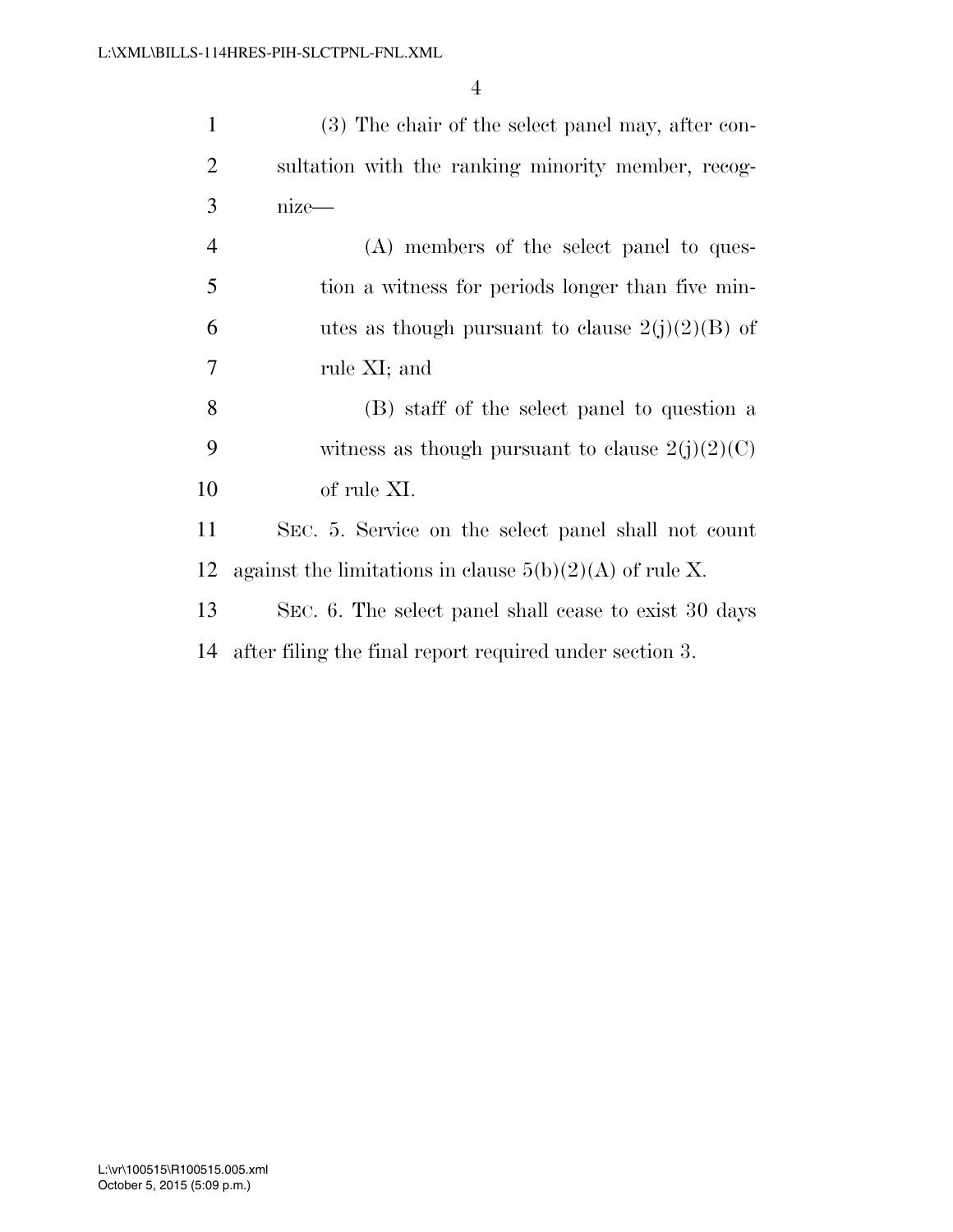(3) The chair of the select panel may, after consultation with the ranking minority member, recognize—

(A) members of the select panel to question a witness for periods longer than five minutes as though pursuant to clause 2(j)(2)(B) of rule XI; and

(B) staff of the select panel to question a witness as though pursuant to clause 2(j)(2)(C) of rule XI.

SEC. 5. Service on the select panel shall not count against the limitations in clause 5(b)(2)(A) of rule X.

SEC. 6. The select panel shall cease to exist 30 days after filing the final report required under section 3.